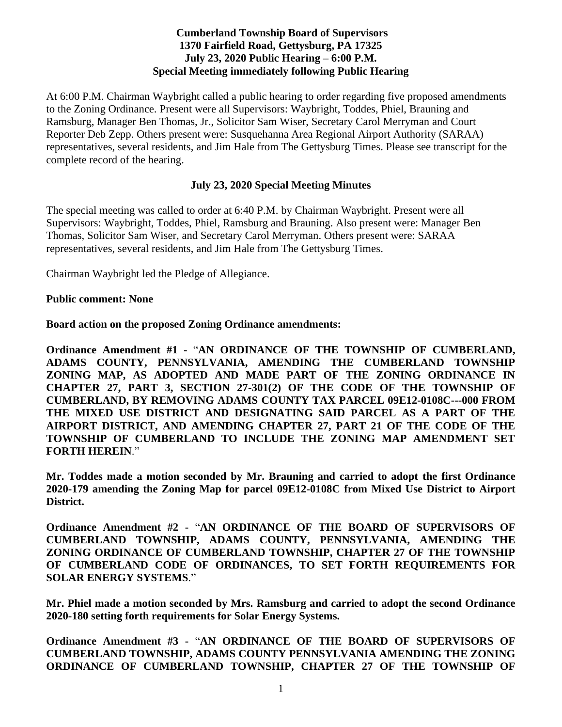**Cumberland Township Board of Supervisors**
**1370 Fairfield Road, Gettysburg, PA 17325**
**July 23, 2020 Public Hearing – 6:00 P.M.**
**Special Meeting immediately following Public Hearing**

At 6:00 P.M. Chairman Waybright called a public hearing to order regarding five proposed amendments to the Zoning Ordinance. Present were all Supervisors: Waybright, Toddes, Phiel, Brauning and Ramsburg, Manager Ben Thomas, Jr., Solicitor Sam Wiser, Secretary Carol Merryman and Court Reporter Deb Zepp. Others present were: Susquehanna Area Regional Airport Authority (SARAA) representatives, several residents, and Jim Hale from The Gettysburg Times. Please see transcript for the complete record of the hearing.

**July 23, 2020 Special Meeting Minutes**

The special meeting was called to order at 6:40 P.M. by Chairman Waybright. Present were all Supervisors: Waybright, Toddes, Phiel, Ramsburg and Brauning. Also present were: Manager Ben Thomas, Solicitor Sam Wiser, and Secretary Carol Merryman. Others present were: SARAA representatives, several residents, and Jim Hale from The Gettysburg Times.

Chairman Waybright led the Pledge of Allegiance.

**Public comment: None**

**Board action on the proposed Zoning Ordinance amendments:**

**Ordinance Amendment #1 -** "**AN ORDINANCE OF THE TOWNSHIP OF CUMBERLAND, ADAMS COUNTY, PENNSYLVANIA, AMENDING THE CUMBERLAND TOWNSHIP ZONING MAP, AS ADOPTED AND MADE PART OF THE ZONING ORDINANCE IN CHAPTER 27, PART 3, SECTION 27-301(2) OF THE CODE OF THE TOWNSHIP OF CUMBERLAND, BY REMOVING ADAMS COUNTY TAX PARCEL 09E12-0108C---000 FROM THE MIXED USE DISTRICT AND DESIGNATING SAID PARCEL AS A PART OF THE AIRPORT DISTRICT, AND AMENDING CHAPTER 27, PART 21 OF THE CODE OF THE TOWNSHIP OF CUMBERLAND TO INCLUDE THE ZONING MAP AMENDMENT SET FORTH HEREIN**."

**Mr. Toddes made a motion seconded by Mr. Brauning and carried to adopt the first Ordinance 2020-179 amending the Zoning Map for parcel 09E12-0108C from Mixed Use District to Airport District.**

**Ordinance Amendment #2 -** "**AN ORDINANCE OF THE BOARD OF SUPERVISORS OF CUMBERLAND TOWNSHIP, ADAMS COUNTY, PENNSYLVANIA, AMENDING THE ZONING ORDINANCE OF CUMBERLAND TOWNSHIP, CHAPTER 27 OF THE TOWNSHIP OF CUMBERLAND CODE OF ORDINANCES, TO SET FORTH REQUIREMENTS FOR SOLAR ENERGY SYSTEMS**."

**Mr. Phiel made a motion seconded by Mrs. Ramsburg and carried to adopt the second Ordinance 2020-180 setting forth requirements for Solar Energy Systems.**

**Ordinance Amendment #3 -** "**AN ORDINANCE OF THE BOARD OF SUPERVISORS OF CUMBERLAND TOWNSHIP, ADAMS COUNTY PENNSYLVANIA AMENDING THE ZONING ORDINANCE OF CUMBERLAND TOWNSHIP, CHAPTER 27 OF THE TOWNSHIP OF**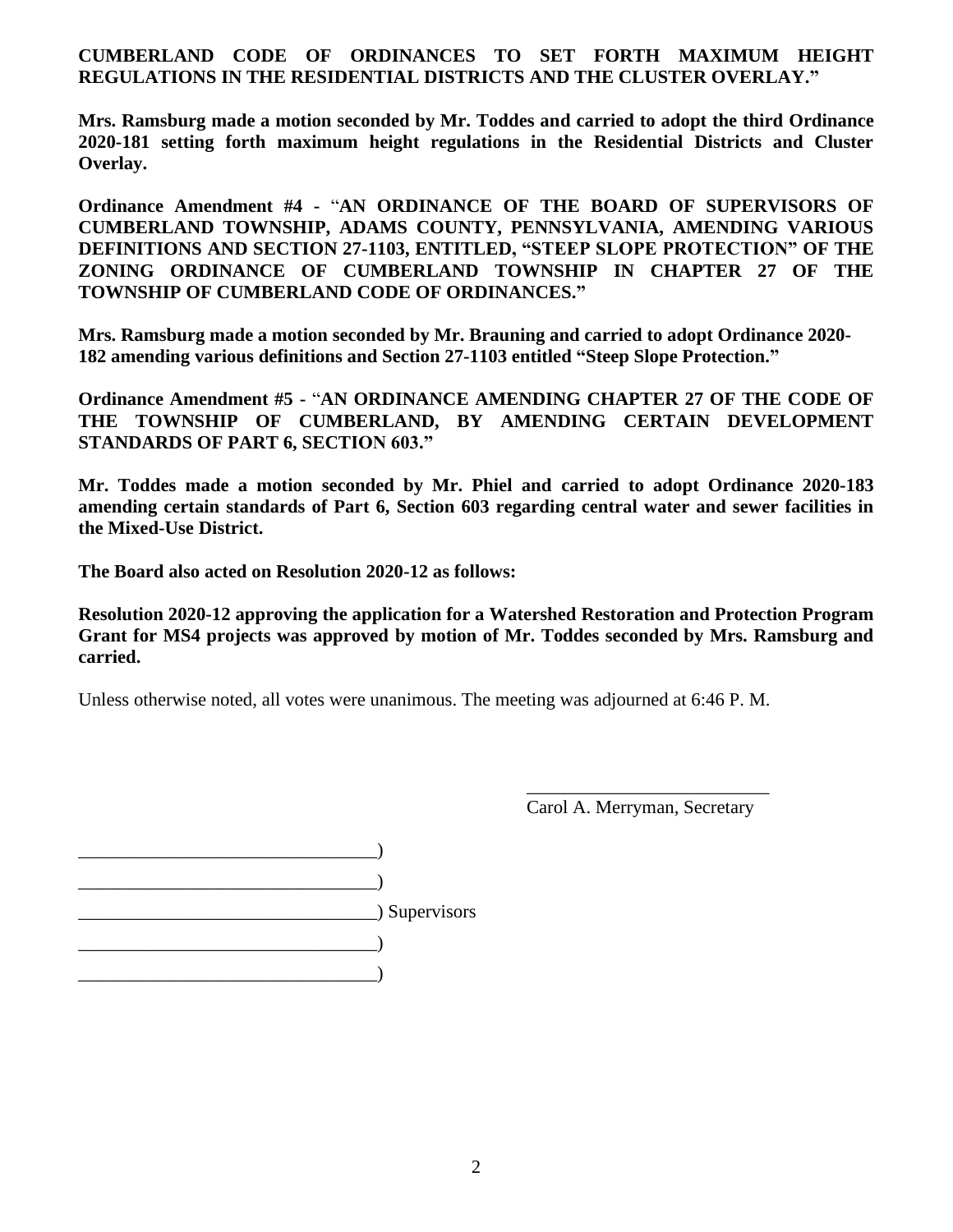**CUMBERLAND CODE OF ORDINANCES TO SET FORTH MAXIMUM HEIGHT REGULATIONS IN THE RESIDENTIAL DISTRICTS AND THE CLUSTER OVERLAY."**

**Mrs. Ramsburg made a motion seconded by Mr. Toddes and carried to adopt the third Ordinance 2020-181 setting forth maximum height regulations in the Residential Districts and Cluster Overlay.**

**Ordinance Amendment #4 -** "**AN ORDINANCE OF THE BOARD OF SUPERVISORS OF CUMBERLAND TOWNSHIP, ADAMS COUNTY, PENNSYLVANIA, AMENDING VARIOUS DEFINITIONS AND SECTION 27-1103, ENTITLED, "STEEP SLOPE PROTECTION" OF THE ZONING ORDINANCE OF CUMBERLAND TOWNSHIP IN CHAPTER 27 OF THE TOWNSHIP OF CUMBERLAND CODE OF ORDINANCES."**

**Mrs. Ramsburg made a motion seconded by Mr. Brauning and carried to adopt Ordinance 2020-182 amending various definitions and Section 27-1103 entitled "Steep Slope Protection."**

**Ordinance Amendment #5 -** "**AN ORDINANCE AMENDING CHAPTER 27 OF THE CODE OF THE TOWNSHIP OF CUMBERLAND, BY AMENDING CERTAIN DEVELOPMENT STANDARDS OF PART 6, SECTION 603."**

**Mr. Toddes made a motion seconded by Mr. Phiel and carried to adopt Ordinance 2020-183 amending certain standards of Part 6, Section 603 regarding central water and sewer facilities in the Mixed-Use District.**

**The Board also acted on Resolution 2020-12 as follows:**

**Resolution 2020-12 approving the application for a Watershed Restoration and Protection Program Grant for MS4 projects was approved by motion of Mr. Toddes seconded by Mrs. Ramsburg and carried.**

Unless otherwise noted, all votes were unanimous. The meeting was adjourned at 6:46 P. M.

\_\_\_\_\_\_\_\_\_\_\_\_\_\_\_\_\_\_\_\_\_\_\_\_\_\_
Carol A. Merryman, Secretary

\_\_\_\_\_\_\_\_\_\_\_\_\_\_\_\_\_\_\_\_\_\_\_\_\_\_\_\_\_\_\_\_)
\_\_\_\_\_\_\_\_\_\_\_\_\_\_\_\_\_\_\_\_\_\_\_\_\_\_\_\_\_\_\_\_)
\_\_\_\_\_\_\_\_\_\_\_\_\_\_\_\_\_\_\_\_\_\_\_\_\_\_\_\_\_\_\_\_) Supervisors
\_\_\_\_\_\_\_\_\_\_\_\_\_\_\_\_\_\_\_\_\_\_\_\_\_\_\_\_\_\_\_\_)
\_\_\_\_\_\_\_\_\_\_\_\_\_\_\_\_\_\_\_\_\_\_\_\_\_\_\_\_\_\_\_\_)